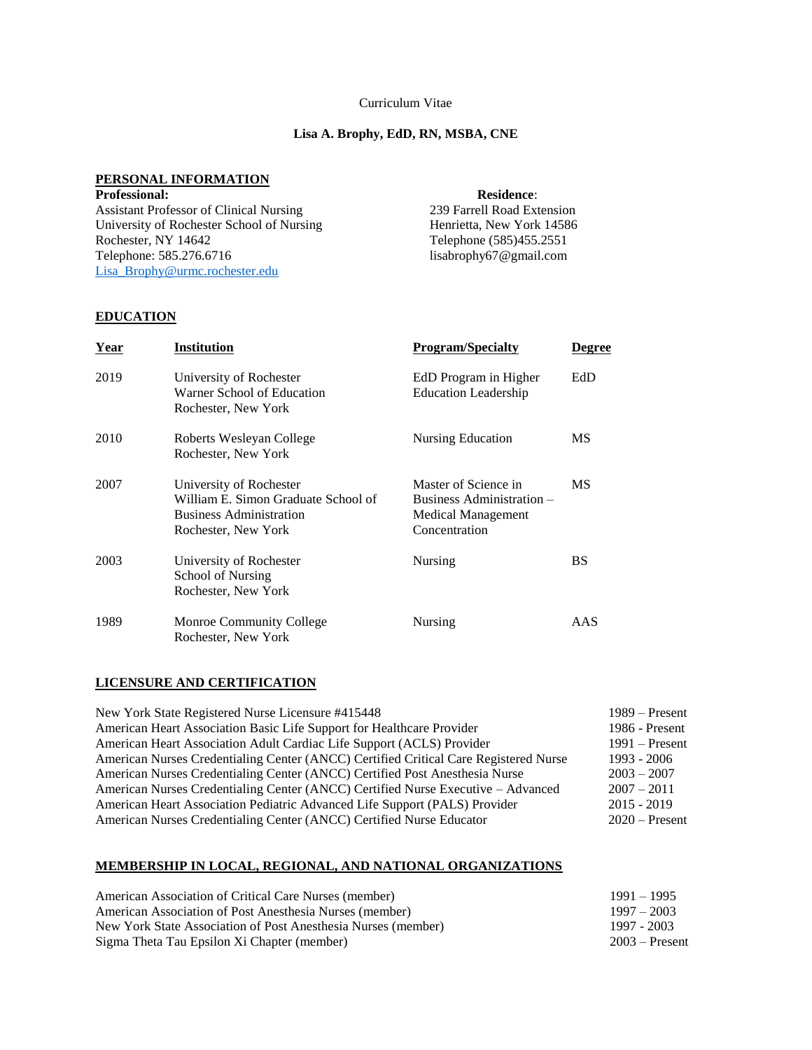Curriculum Vitae

**Lisa A. Brophy, EdD, RN, MSBA, CNE**

## PERSONAL INFORMATION

**Professional:**
Assistant Professor of Clinical Nursing
University of Rochester School of Nursing
Rochester, NY 14642
Telephone: 585.276.6716
Lisa_Brophy@urmc.rochester.edu

**Residence**:
239 Farrell Road Extension
Henrietta, New York 14586
Telephone (585)455.2551
lisabrophy67@gmail.com

## EDUCATION

| Year | Institution | Program/Specialty | Degree |
|---|---|---|---|
| 2019 | University of Rochester<br>Warner School of Education<br>Rochester, New York | EdD Program in Higher Education Leadership | EdD |
| 2010 | Roberts Wesleyan College<br>Rochester, New York | Nursing Education | MS |
| 2007 | University of Rochester<br>William E. Simon Graduate School of Business Administration<br>Rochester, New York | Master of Science in Business Administration – Medical Management Concentration | MS |
| 2003 | University of Rochester<br>School of Nursing<br>Rochester, New York | Nursing | BS |
| 1989 | Monroe Community College<br>Rochester, New York | Nursing | AAS |

## LICENSURE AND CERTIFICATION

| | |
|---|---|
| New York State Registered Nurse Licensure #415448 | 1989 – Present |
| American Heart Association Basic Life Support for Healthcare Provider | 1986 - Present |
| American Heart Association Adult Cardiac Life Support (ACLS) Provider | 1991 – Present |
| American Nurses Credentialing Center (ANCC) Certified Critical Care Registered Nurse | 1993 - 2006 |
| American Nurses Credentialing Center (ANCC) Certified Post Anesthesia Nurse | 2003 – 2007 |
| American Nurses Credentialing Center (ANCC) Certified Nurse Executive – Advanced | 2007 – 2011 |
| American Heart Association Pediatric Advanced Life Support (PALS) Provider | 2015 - 2019 |
| American Nurses Credentialing Center (ANCC) Certified Nurse Educator | 2020 – Present |

## MEMBERSHIP IN LOCAL, REGIONAL, AND NATIONAL ORGANIZATIONS

| | |
|---|---|
| American Association of Critical Care Nurses (member) | 1991 – 1995 |
| American Association of Post Anesthesia Nurses (member) | 1997 – 2003 |
| New York State Association of Post Anesthesia Nurses (member) | 1997 - 2003 |
| Sigma Theta Tau Epsilon Xi Chapter (member) | 2003 – Present |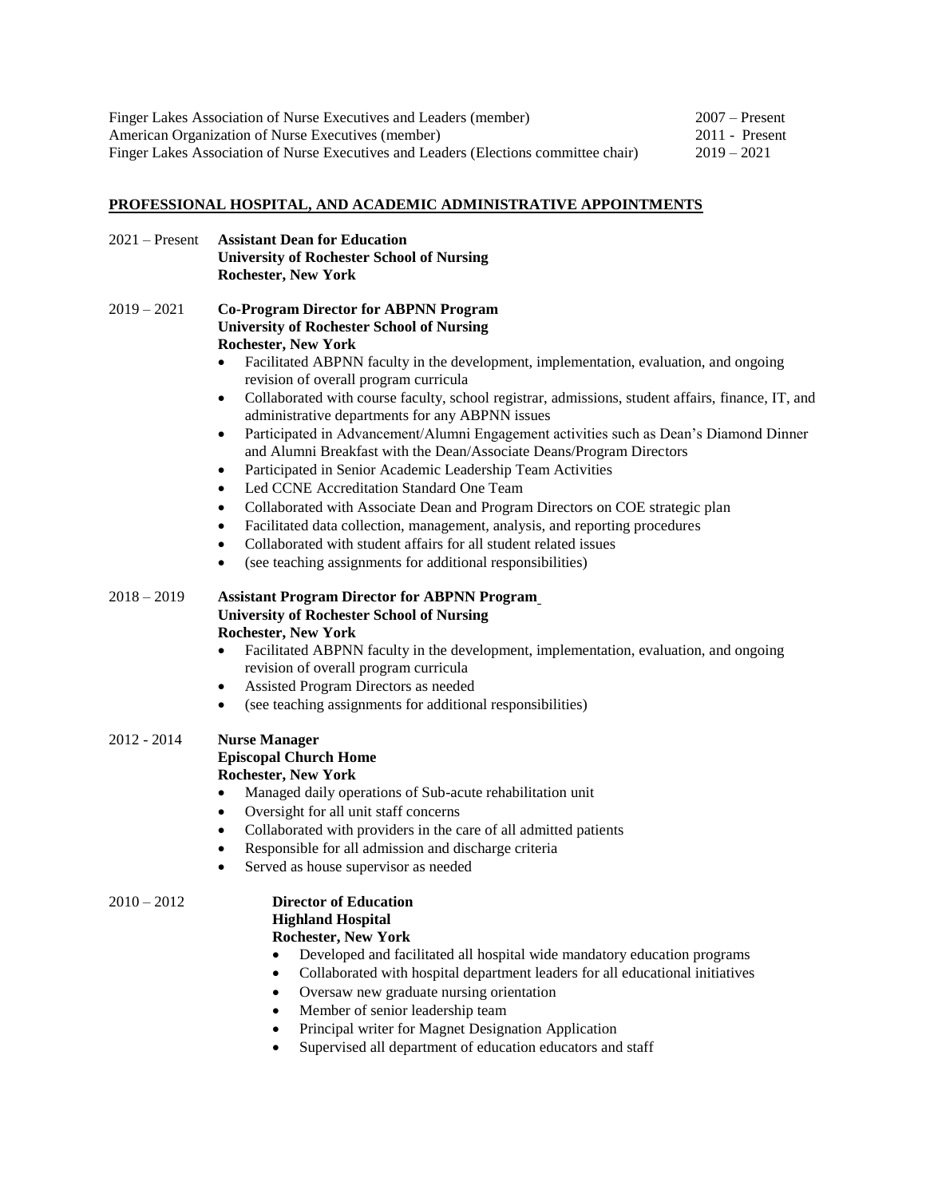| | |
|---|---|
| Finger Lakes Association of Nurse Executives and Leaders (member) | 2007 – Present |
| American Organization of Nurse Executives (member) | 2011 - Present |
| Finger Lakes Association of Nurse Executives and Leaders (Elections committee chair) | 2019 – 2021 |

## PROFESSIONAL HOSPITAL, AND ACADEMIC ADMINISTRATIVE APPOINTMENTS

2021 – Present **Assistant Dean for Education**
**University of Rochester School of Nursing**
**Rochester, New York**

2019 – 2021 **Co-Program Director for ABPNN Program**
**University of Rochester School of Nursing**
**Rochester, New York**

- Facilitated ABPNN faculty in the development, implementation, evaluation, and ongoing revision of overall program curricula
- Collaborated with course faculty, school registrar, admissions, student affairs, finance, IT, and administrative departments for any ABPNN issues
- Participated in Advancement/Alumni Engagement activities such as Dean's Diamond Dinner and Alumni Breakfast with the Dean/Associate Deans/Program Directors
- Participated in Senior Academic Leadership Team Activities
- Led CCNE Accreditation Standard One Team
- Collaborated with Associate Dean and Program Directors on COE strategic plan
- Facilitated data collection, management, analysis, and reporting procedures
- Collaborated with student affairs for all student related issues
- (see teaching assignments for additional responsibilities)

2018 – 2019 **Assistant Program Director for ABPNN Program**
**University of Rochester School of Nursing**
**Rochester, New York**

- Facilitated ABPNN faculty in the development, implementation, evaluation, and ongoing revision of overall program curricula
- Assisted Program Directors as needed
- (see teaching assignments for additional responsibilities)

2012 - 2014 **Nurse Manager**
**Episcopal Church Home**
**Rochester, New York**

- Managed daily operations of Sub-acute rehabilitation unit
- Oversight for all unit staff concerns
- Collaborated with providers in the care of all admitted patients
- Responsible for all admission and discharge criteria
- Served as house supervisor as needed

2010 – 2012 **Director of Education**
**Highland Hospital**
**Rochester, New York**

- Developed and facilitated all hospital wide mandatory education programs
- Collaborated with hospital department leaders for all educational initiatives
- Oversaw new graduate nursing orientation
- Member of senior leadership team
- Principal writer for Magnet Designation Application
- Supervised all department of education educators and staff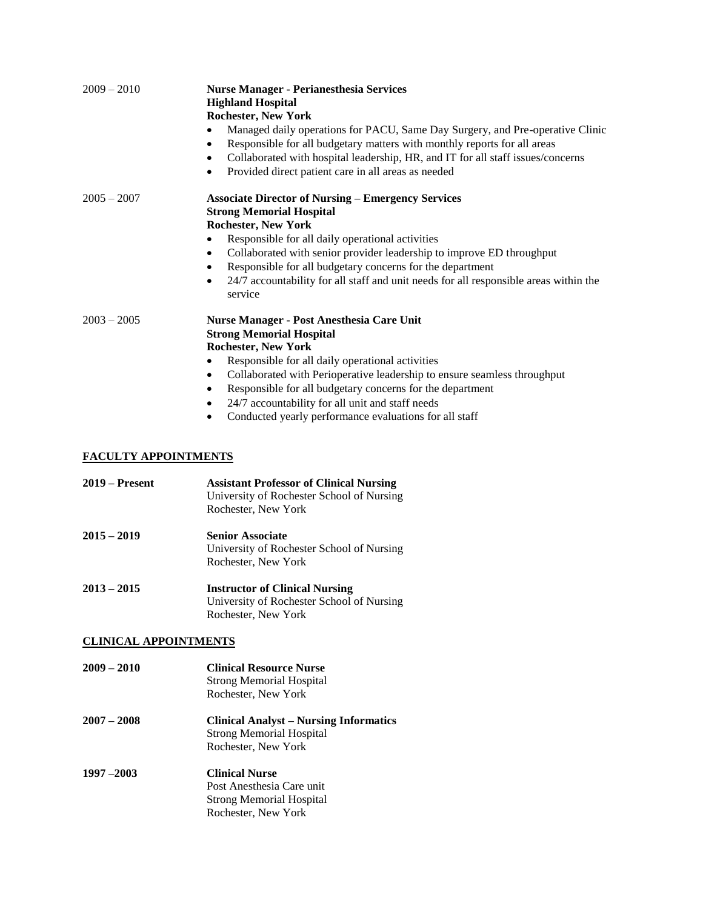2009 – 2010 **Nurse Manager - Perianesthesia Services**
**Highland Hospital**
**Rochester, New York**

- Managed daily operations for PACU, Same Day Surgery, and Pre-operative Clinic
- Responsible for all budgetary matters with monthly reports for all areas
- Collaborated with hospital leadership, HR, and IT for all staff issues/concerns
- Provided direct patient care in all areas as needed

2005 – 2007 **Associate Director of Nursing – Emergency Services**
**Strong Memorial Hospital**
**Rochester, New York**

- Responsible for all daily operational activities
- Collaborated with senior provider leadership to improve ED throughput
- Responsible for all budgetary concerns for the department
- 24/7 accountability for all staff and unit needs for all responsible areas within the service

2003 – 2005 **Nurse Manager - Post Anesthesia Care Unit**
**Strong Memorial Hospital**
**Rochester, New York**

- Responsible for all daily operational activities
- Collaborated with Perioperative leadership to ensure seamless throughput
- Responsible for all budgetary concerns for the department
- 24/7 accountability for all unit and staff needs
- Conducted yearly performance evaluations for all staff

## FACULTY APPOINTMENTS

**2019 – Present** **Assistant Professor of Clinical Nursing**
University of Rochester School of Nursing
Rochester, New York

**2015 – 2019** **Senior Associate**
University of Rochester School of Nursing
Rochester, New York

**2013 – 2015** **Instructor of Clinical Nursing**
University of Rochester School of Nursing
Rochester, New York

## CLINICAL APPOINTMENTS

**2009 – 2010** **Clinical Resource Nurse**
Strong Memorial Hospital
Rochester, New York

**2007 – 2008** **Clinical Analyst – Nursing Informatics**
Strong Memorial Hospital
Rochester, New York

**1997 –2003** **Clinical Nurse**
Post Anesthesia Care unit
Strong Memorial Hospital
Rochester, New York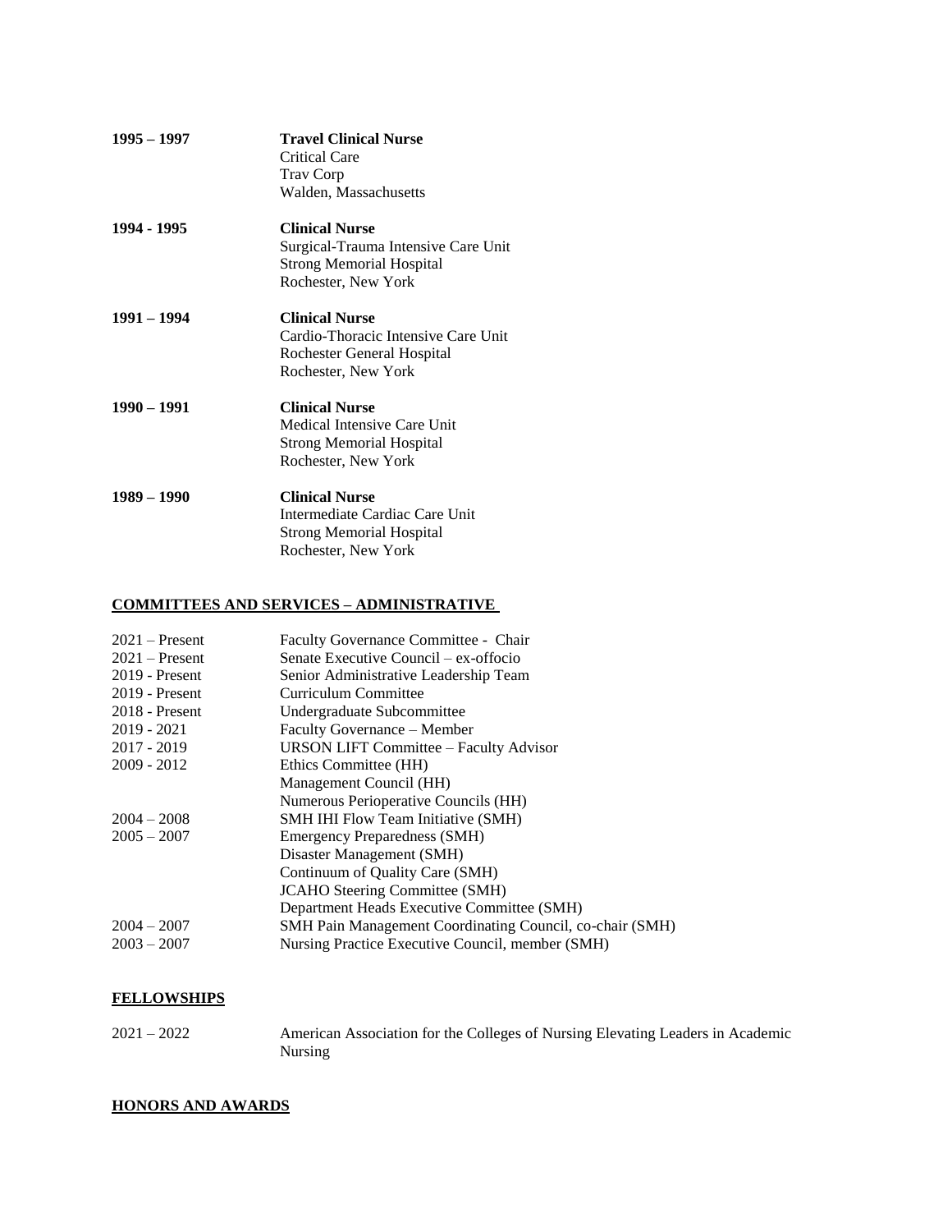**1995 – 1997** **Travel Clinical Nurse**
Critical Care
Trav Corp
Walden, Massachusetts

**1994 - 1995** **Clinical Nurse**
Surgical-Trauma Intensive Care Unit
Strong Memorial Hospital
Rochester, New York

**1991 – 1994** **Clinical Nurse**
Cardio-Thoracic Intensive Care Unit
Rochester General Hospital
Rochester, New York

**1990 – 1991** **Clinical Nurse**
Medical Intensive Care Unit
Strong Memorial Hospital
Rochester, New York

**1989 – 1990** **Clinical Nurse**
Intermediate Cardiac Care Unit
Strong Memorial Hospital
Rochester, New York

## COMMITTEES AND SERVICES – ADMINISTRATIVE

2021 – Present Faculty Governance Committee - Chair
2021 – Present Senate Executive Council – ex-offocio
2019 - Present Senior Administrative Leadership Team
2019 - Present Curriculum Committee
2018 - Present Undergraduate Subcommittee
2019 - 2021 Faculty Governance – Member
2017 - 2019 URSON LIFT Committee – Faculty Advisor
2009 - 2012 Ethics Committee (HH)
Management Council (HH)
Numerous Perioperative Councils (HH)
2004 – 2008 SMH IHI Flow Team Initiative (SMH)
2005 – 2007 Emergency Preparedness (SMH)
Disaster Management (SMH)
Continuum of Quality Care (SMH)
JCAHO Steering Committee (SMH)
Department Heads Executive Committee (SMH)
2004 – 2007 SMH Pain Management Coordinating Council, co-chair (SMH)
2003 – 2007 Nursing Practice Executive Council, member (SMH)

## FELLOWSHIPS

2021 – 2022 American Association for the Colleges of Nursing Elevating Leaders in Academic Nursing

## HONORS AND AWARDS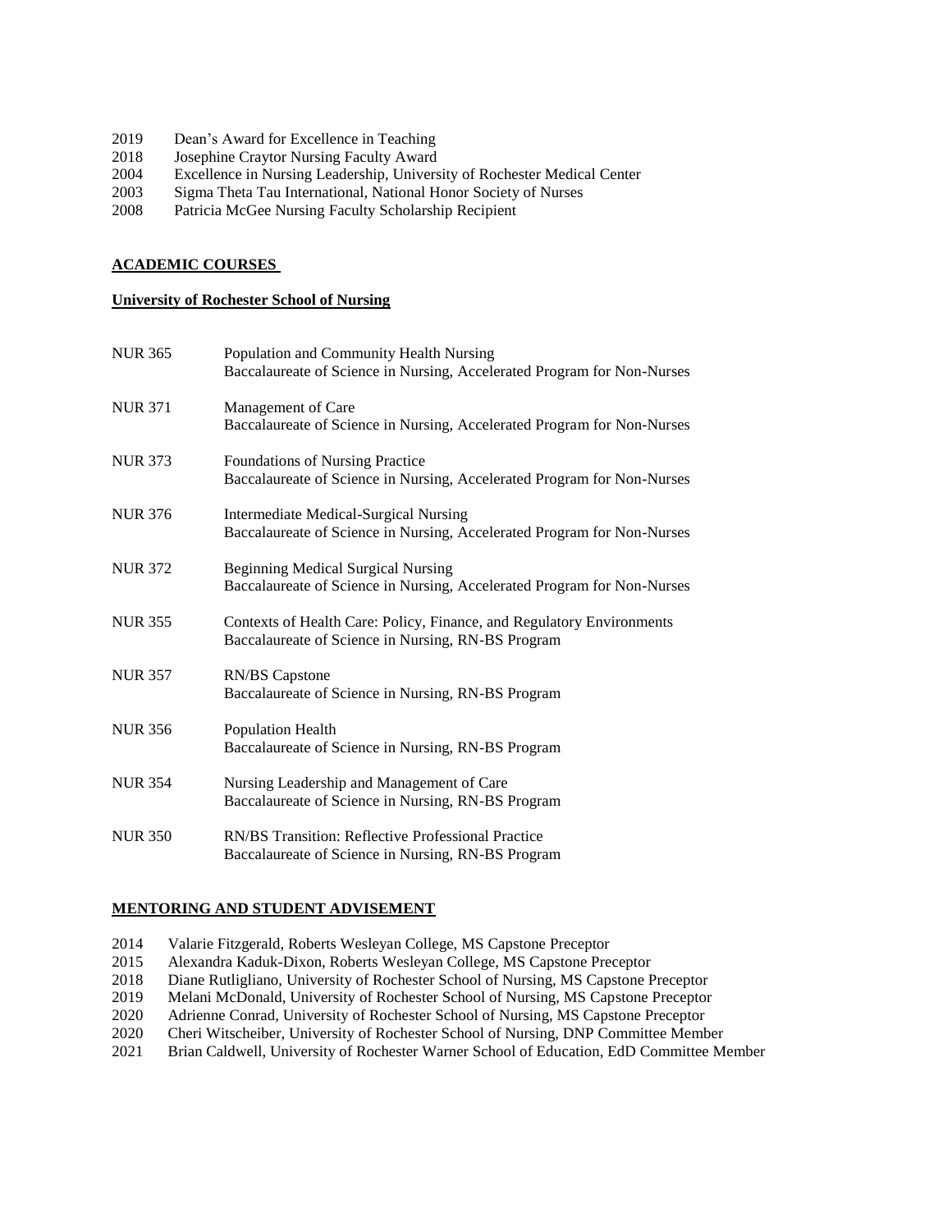2019 Dean's Award for Excellence in Teaching
2018 Josephine Craytor Nursing Faculty Award
2004 Excellence in Nursing Leadership, University of Rochester Medical Center
2003 Sigma Theta Tau International, National Honor Society of Nurses
2008 Patricia McGee Nursing Faculty Scholarship Recipient

## ACADEMIC COURSES

### University of Rochester School of Nursing

NUR 365 Population and Community Health Nursing
Baccalaureate of Science in Nursing, Accelerated Program for Non-Nurses

NUR 371 Management of Care
Baccalaureate of Science in Nursing, Accelerated Program for Non-Nurses

NUR 373 Foundations of Nursing Practice
Baccalaureate of Science in Nursing, Accelerated Program for Non-Nurses

NUR 376 Intermediate Medical-Surgical Nursing
Baccalaureate of Science in Nursing, Accelerated Program for Non-Nurses

NUR 372 Beginning Medical Surgical Nursing
Baccalaureate of Science in Nursing, Accelerated Program for Non-Nurses

NUR 355 Contexts of Health Care: Policy, Finance, and Regulatory Environments
Baccalaureate of Science in Nursing, RN-BS Program

NUR 357 RN/BS Capstone
Baccalaureate of Science in Nursing, RN-BS Program

NUR 356 Population Health
Baccalaureate of Science in Nursing, RN-BS Program

NUR 354 Nursing Leadership and Management of Care
Baccalaureate of Science in Nursing, RN-BS Program

NUR 350 RN/BS Transition: Reflective Professional Practice
Baccalaureate of Science in Nursing, RN-BS Program

## MENTORING AND STUDENT ADVISEMENT

2014 Valarie Fitzgerald, Roberts Wesleyan College, MS Capstone Preceptor
2015 Alexandra Kaduk-Dixon, Roberts Wesleyan College, MS Capstone Preceptor
2018 Diane Rutligliano, University of Rochester School of Nursing, MS Capstone Preceptor
2019 Melani McDonald, University of Rochester School of Nursing, MS Capstone Preceptor
2020 Adrienne Conrad, University of Rochester School of Nursing, MS Capstone Preceptor
2020 Cheri Witscheiber, University of Rochester School of Nursing, DNP Committee Member
2021 Brian Caldwell, University of Rochester Warner School of Education, EdD Committee Member